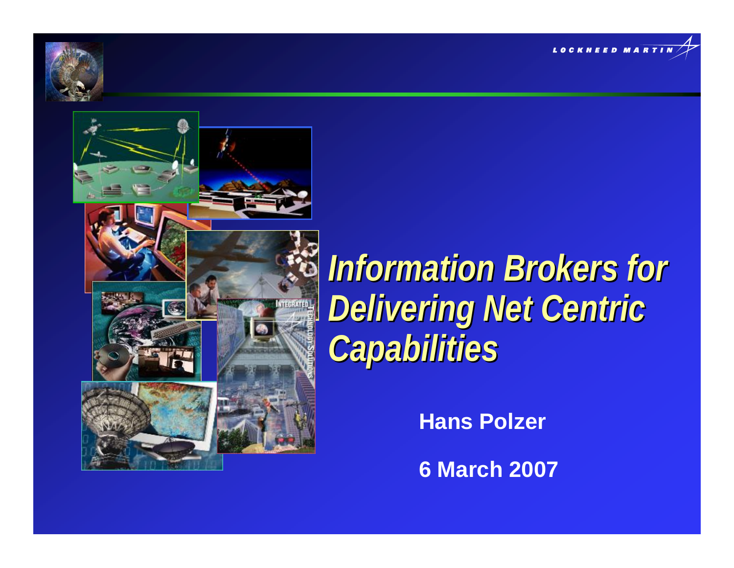# *Information Brokers for Delivering Net Centric Capabilities*

**Hans Polzer**

**6 March 2007**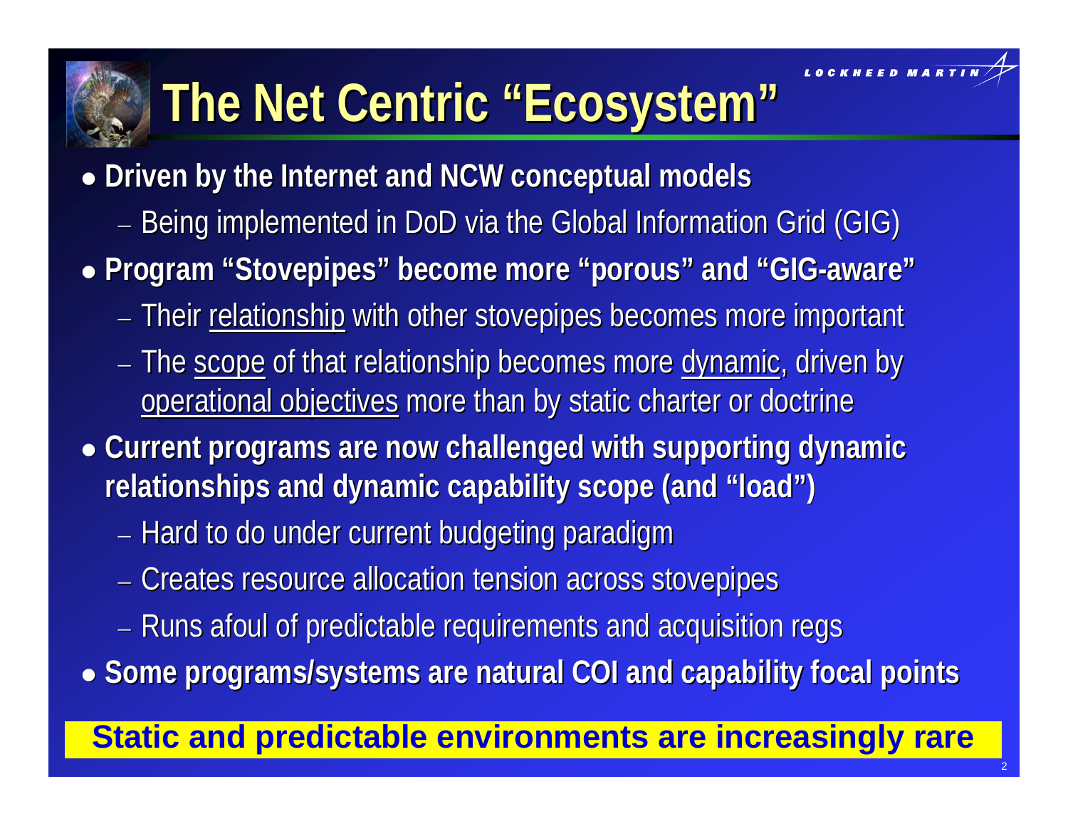# The Net Centric "Ecosystem"

- **Driven by the Internet and NCW conceptual models**
  - Being implemented in DoD via the Global Information Grid (GIG)
- **Program "Stovepipes" become more "porous" and "GIG-aware"**
  - Their relationship with other stovepipes becomes more important
  - The scope of that relationship becomes more dynamic, driven by operational objectives more than by static charter or doctrine
- **Current programs are now challenged with supporting dynamic relationships and dynamic capability scope (and "load")**
  - Hard to do under current budgeting paradigm
  - Creates resource allocation tension across stovepipes
  - Runs afoul of predictable requirements and acquisition regs
- **Some programs/systems are natural COI and capability focal points**

**Static and predictable environments are increasingly rare**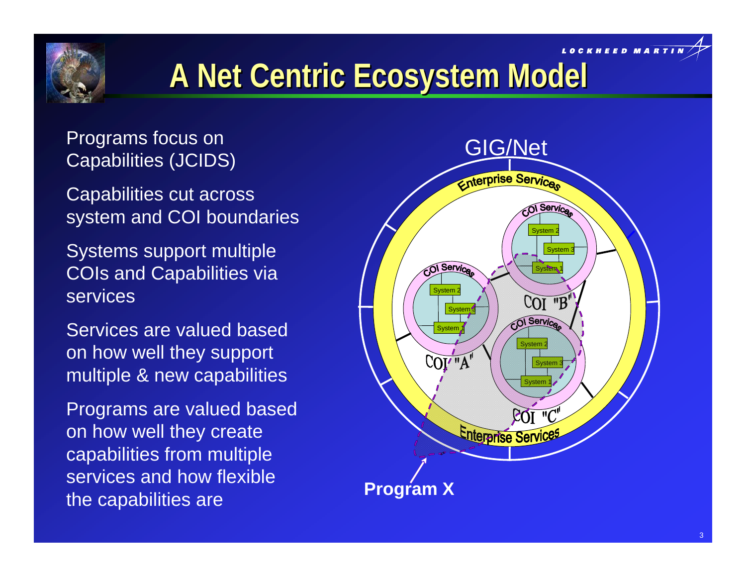# A Net Centric Ecosystem Model

Programs focus on Capabilities (JCIDS)

Capabilities cut across system and COI boundaries

Systems support multiple COIs and Capabilities via services

Services are valued based on how well they support multiple & new capabilities

Programs are valued based on how well they create capabilities from multiple services and how flexible the capabilities are

GIG/Net

Enterprise Services

COI Services

System 2

System 3

System 1

COI "A"

COI "B"

COI "C"

Program X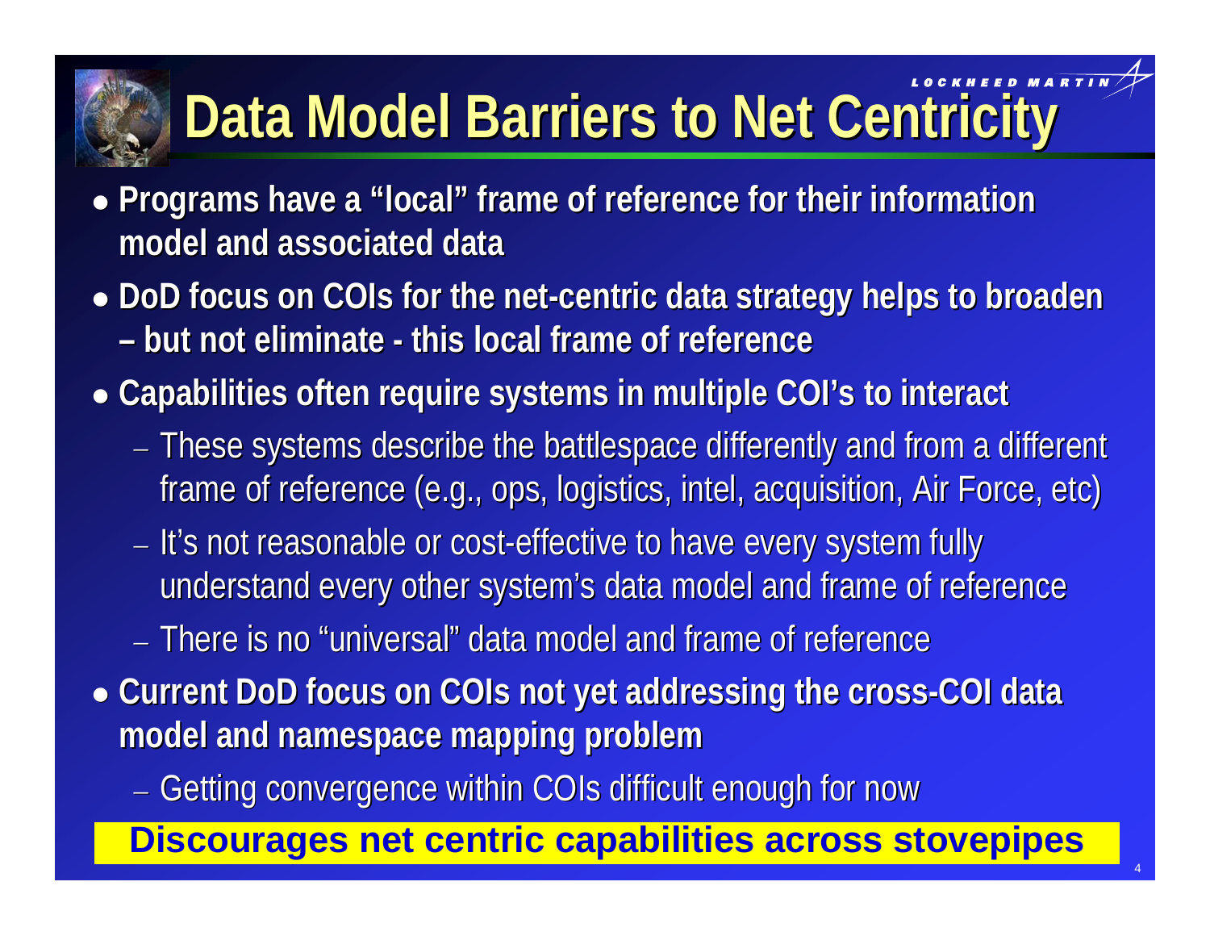# Data Model Barriers to Net Centricity

- **Programs have a "local" frame of reference for their information model and associated data**
- **DoD focus on COIs for the net-centric data strategy helps to broaden – but not eliminate - this local frame of reference**
- **Capabilities often require systems in multiple COI's to interact**
  - These systems describe the battlespace differently and from a different frame of reference (e.g., ops, logistics, intel, acquisition, Air Force, etc)
  - It's not reasonable or cost-effective to have every system fully understand every other system's data model and frame of reference
  - There is no "universal" data model and frame of reference
- **Current DoD focus on COIs not yet addressing the cross-COI data model and namespace mapping problem**
  - Getting convergence within COIs difficult enough for now

**Discourages net centric capabilities across stovepipes**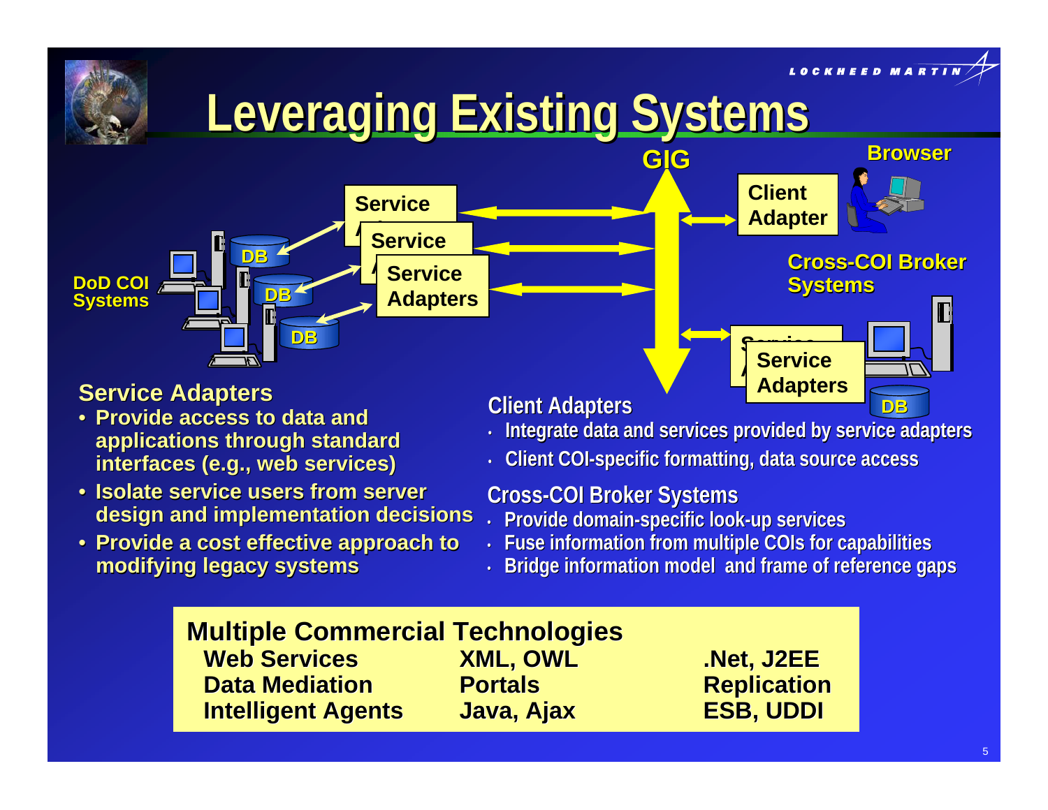# Leveraging Existing Systems

GIG

Browser

Client Adapter

Cross-COI Broker Systems

DoD COI Systems

Service Adapters

DB

## Service Adapters

- Provide access to data and applications through standard interfaces (e.g., web services)
- Isolate service users from server design and implementation decisions
- Provide a cost effective approach to modifying legacy systems

## Client Adapters

- Integrate data and services provided by service adapters
- Client COI-specific formatting, data source access

## Cross-COI Broker Systems

- Provide domain-specific look-up services
- Fuse information from multiple COIs for capabilities
- Bridge information model and frame of reference gaps

## Multiple Commercial Technologies

| | | |
|---|---|---|
| Web Services | XML, OWL | .Net, J2EE |
| Data Mediation | Portals | Replication |
| Intelligent Agents | Java, Ajax | ESB, UDDI |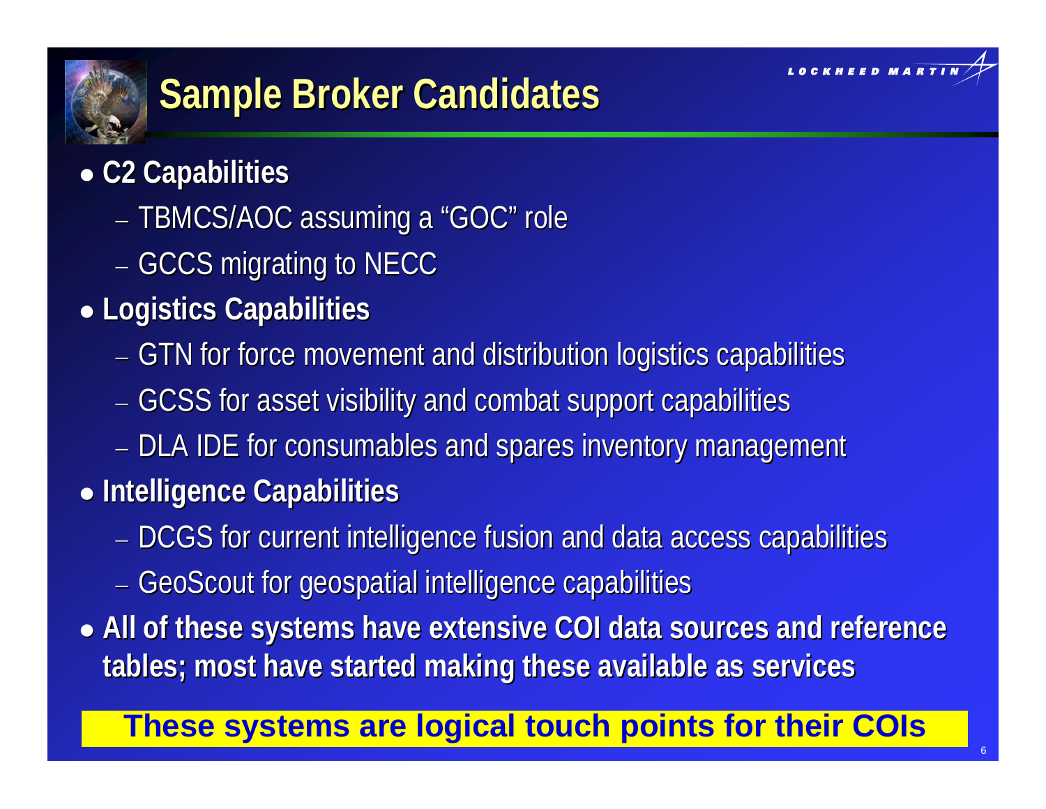# Sample Broker Candidates

- **C2 Capabilities**
  - TBMCS/AOC assuming a "GOC" role
  - GCCS migrating to NECC
- **Logistics Capabilities**
  - GTN for force movement and distribution logistics capabilities
  - GCSS for asset visibility and combat support capabilities
  - DLA IDE for consumables and spares inventory management
- **Intelligence Capabilities**
  - DCGS for current intelligence fusion and data access capabilities
  - GeoScout for geospatial intelligence capabilities
- **All of these systems have extensive COI data sources and reference tables; most have started making these available as services**

**These systems are logical touch points for their COIs**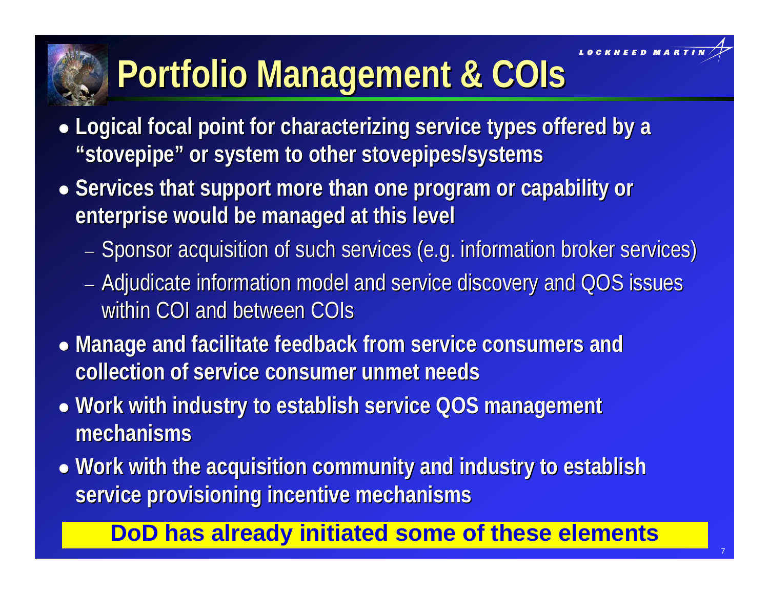# Portfolio Management & COIs

- **Logical focal point for characterizing service types offered by a "stovepipe" or system to other stovepipes/systems**
- **Services that support more than one program or capability or enterprise would be managed at this level**
  - Sponsor acquisition of such services (e.g. information broker services)
  - Adjudicate information model and service discovery and QOS issues within COI and between COIs
- **Manage and facilitate feedback from service consumers and collection of service consumer unmet needs**
- **Work with industry to establish service QOS management mechanisms**
- **Work with the acquisition community and industry to establish service provisioning incentive mechanisms**

**DoD has already initiated some of these elements**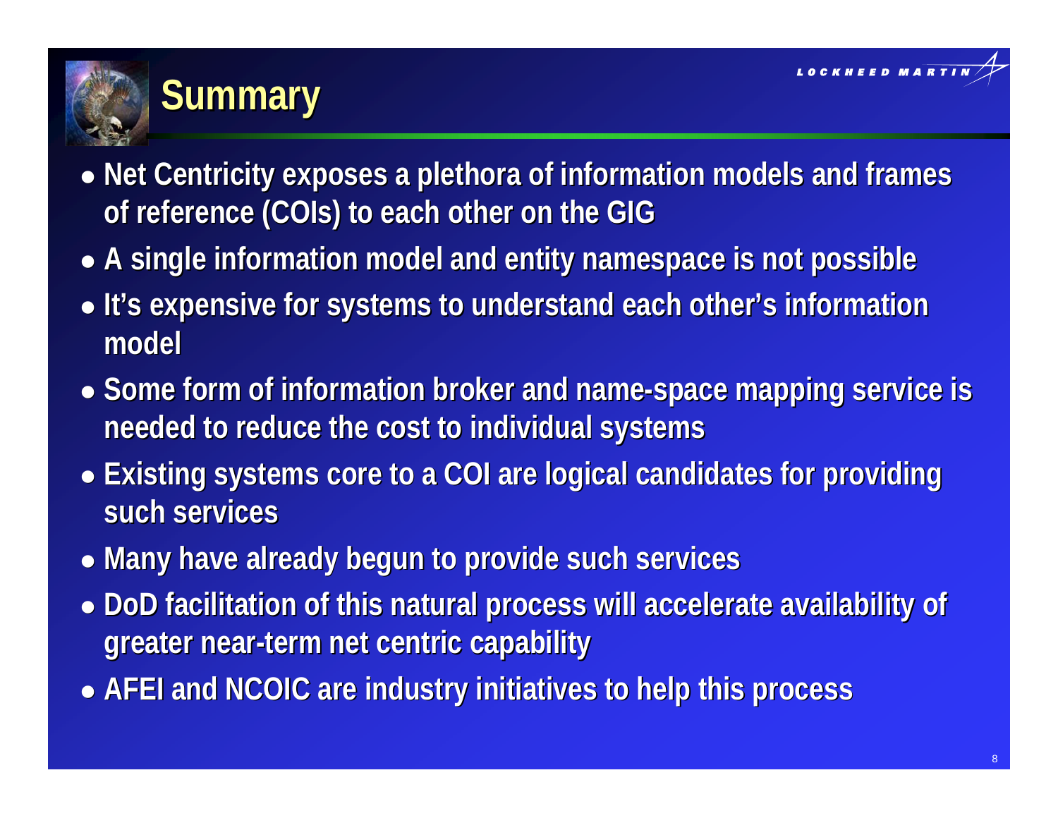# Summary

- Net Centricity exposes a plethora of information models and frames of reference (COIs) to each other on the GIG
- A single information model and entity namespace is not possible
- It's expensive for systems to understand each other's information model
- Some form of information broker and name-space mapping service is needed to reduce the cost to individual systems
- Existing systems core to a COI are logical candidates for providing such services
- Many have already begun to provide such services
- DoD facilitation of this natural process will accelerate availability of greater near-term net centric capability
- AFEI and NCOIC are industry initiatives to help this process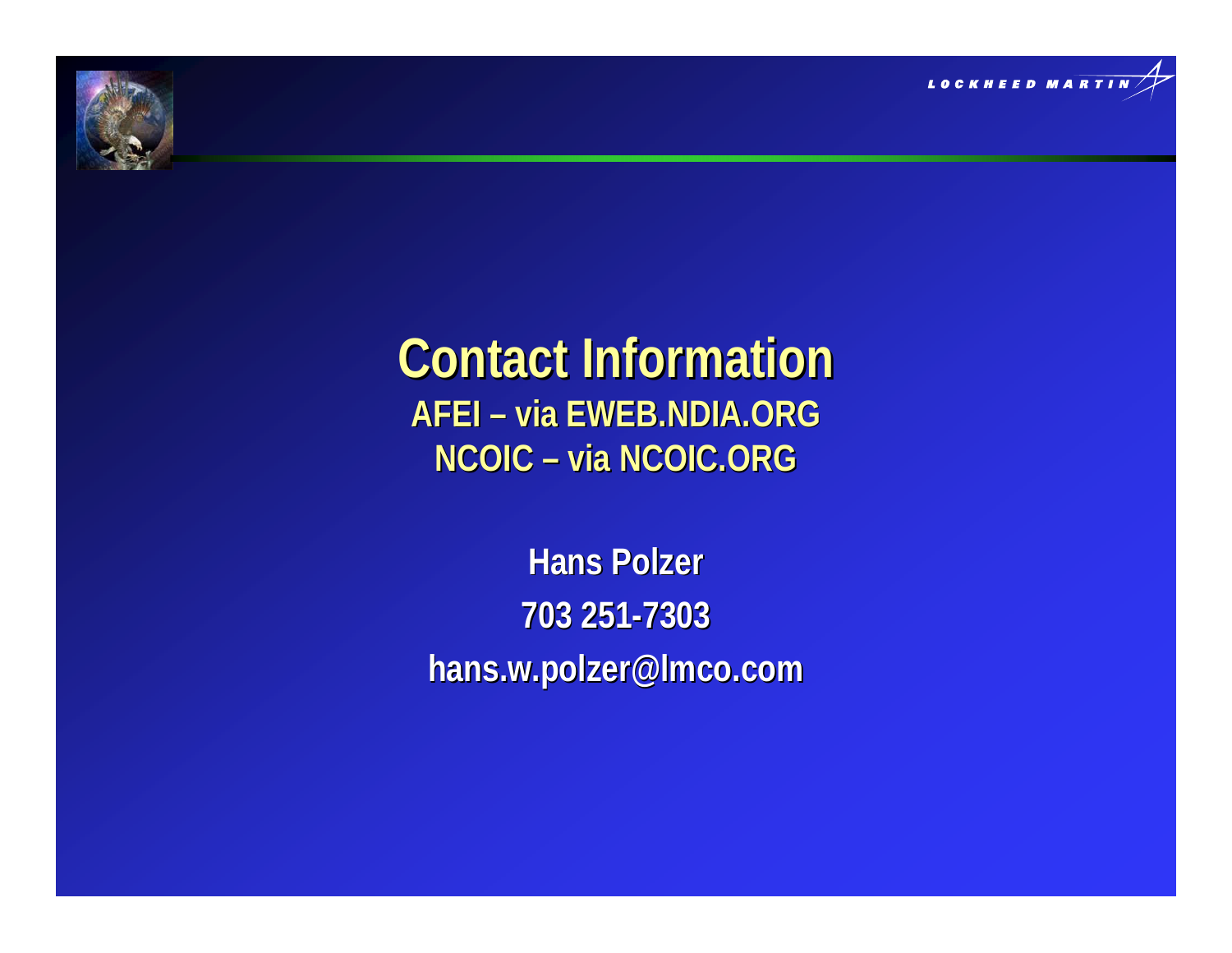# Contact Information

**AFEI – via EWEB.NDIA.ORG**

**NCOIC – via NCOIC.ORG**

**Hans Polzer**

**703 251-7303**

**hans.w.polzer@lmco.com**